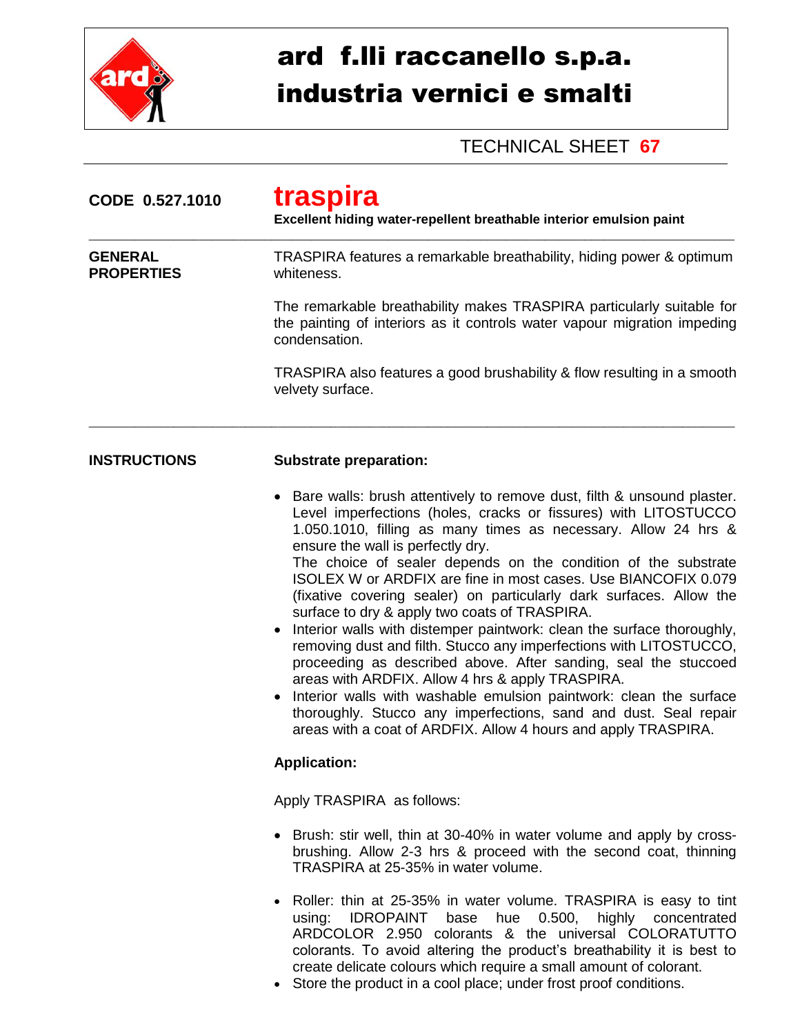# ard f.lli raccanello s.p.a.
# industria vernici e smalti

TECHNICAL SHEET **67**

**CODE 0.527.1010**

## traspira

**Excellent hiding water-repellent breathable interior emulsion paint**

---

**GENERAL PROPERTIES**

TRASPIRA features a remarkable breathability, hiding power & optimum whiteness.

The remarkable breathability makes TRASPIRA particularly suitable for the painting of interiors as it controls water vapour migration impeding condensation.

TRASPIRA also features a good brushability & flow resulting in a smooth velvety surface.

---

**INSTRUCTIONS**

**Substrate preparation:**

- Bare walls: brush attentively to remove dust, filth & unsound plaster. Level imperfections (holes, cracks or fissures) with LITOSTUCCO 1.050.1010, filling as many times as necessary. Allow 24 hrs & ensure the wall is perfectly dry.
  The choice of sealer depends on the condition of the substrate ISOLEX W or ARDFIX are fine in most cases. Use BIANCOFIX 0.079 (fixative covering sealer) on particularly dark surfaces. Allow the surface to dry & apply two coats of TRASPIRA.
- Interior walls with distemper paintwork: clean the surface thoroughly, removing dust and filth. Stucco any imperfections with LITOSTUCCO, proceeding as described above. After sanding, seal the stuccoed areas with ARDFIX. Allow 4 hrs & apply TRASPIRA.
- Interior walls with washable emulsion paintwork: clean the surface thoroughly. Stucco any imperfections, sand and dust. Seal repair areas with a coat of ARDFIX. Allow 4 hours and apply TRASPIRA.

**Application:**

Apply TRASPIRA as follows:

- Brush: stir well, thin at 30-40% in water volume and apply by cross-brushing. Allow 2-3 hrs & proceed with the second coat, thinning TRASPIRA at 25-35% in water volume.

- Roller: thin at 25-35% in water volume. TRASPIRA is easy to tint using: IDROPAINT base hue 0.500, highly concentrated ARDCOLOR 2.950 colorants & the universal COLORATUTTO colorants. To avoid altering the product's breathability it is best to create delicate colours which require a small amount of colorant.
- Store the product in a cool place; under frost proof conditions.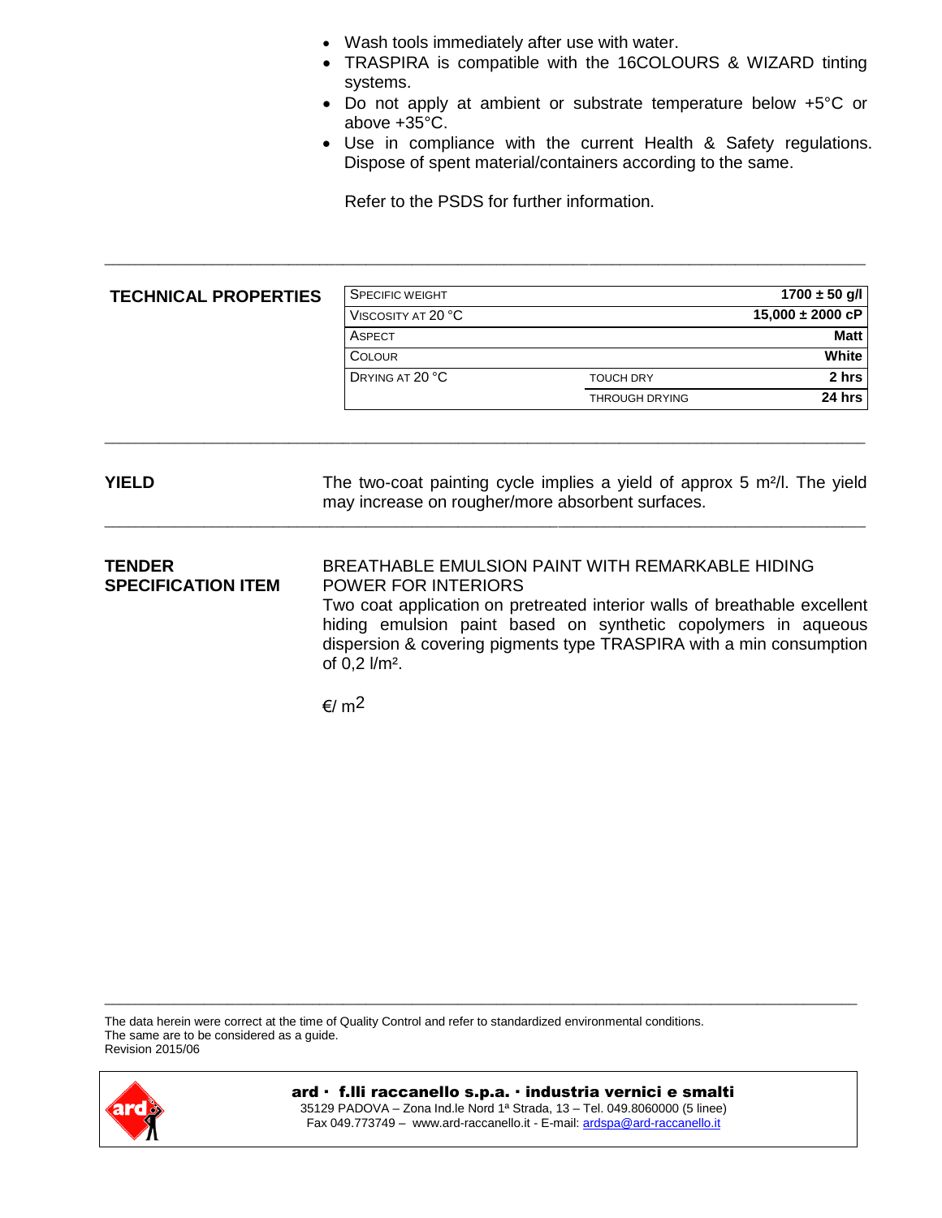- Wash tools immediately after use with water.
- TRASPIRA is compatible with the 16COLOURS & WIZARD tinting systems.
- Do not apply at ambient or substrate temperature below +5°C or above +35°C.
- Use in compliance with the current Health & Safety regulations. Dispose of spent material/containers according to the same.

Refer to the PSDS for further information.

---

## TECHNICAL PROPERTIES

| | | |
|---|---|---|
| SPECIFIC WEIGHT | | **1700 ± 50 g/l** |
| VISCOSITY AT 20 °C | | **15,000 ± 2000 cP** |
| ASPECT | | **Matt** |
| COLOUR | | **White** |
| DRYING AT 20 °C | TOUCH DRY | **2 hrs** |
| | THROUGH DRYING | **24 hrs** |

---

## YIELD

The two-coat painting cycle implies a yield of approx 5 m²/l. The yield may increase on rougher/more absorbent surfaces.

---

## TENDER SPECIFICATION ITEM

BREATHABLE EMULSION PAINT WITH REMARKABLE HIDING POWER FOR INTERIORS

Two coat application on pretreated interior walls of breathable excellent hiding emulsion paint based on synthetic copolymers in aqueous dispersion & covering pigments type TRASPIRA with a min consumption of 0,2 l/m².

€/ m²

---

The data herein were correct at the time of Quality Control and refer to standardized environmental conditions.
The same are to be considered as a guide.
Revision 2015/06

**ard · f.lli raccanello s.p.a. · industria vernici e smalti**
35129 PADOVA – Zona Ind.le Nord 1ª Strada, 13 – Tel. 049.8060000 (5 linee)
Fax 049.773749 – www.ard-raccanello.it - E-mail: ardspa@ard-raccanello.it